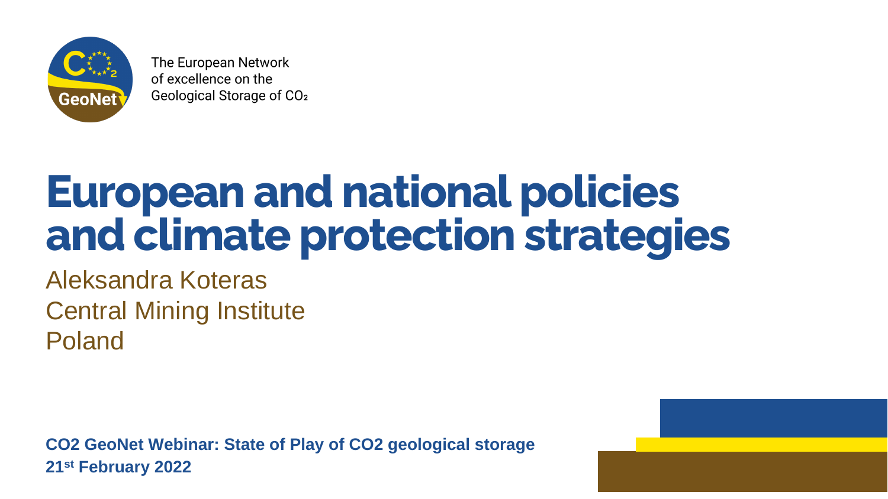The European Network of excellence on the Geological Storage of $CO_2$

# European and national policies and climate protection strategies

Aleksandra Koteras
Central Mining Institute
Poland

**CO2 GeoNet Webinar: State of Play of CO2 geological storage**
**$21^{st}$ February 2022**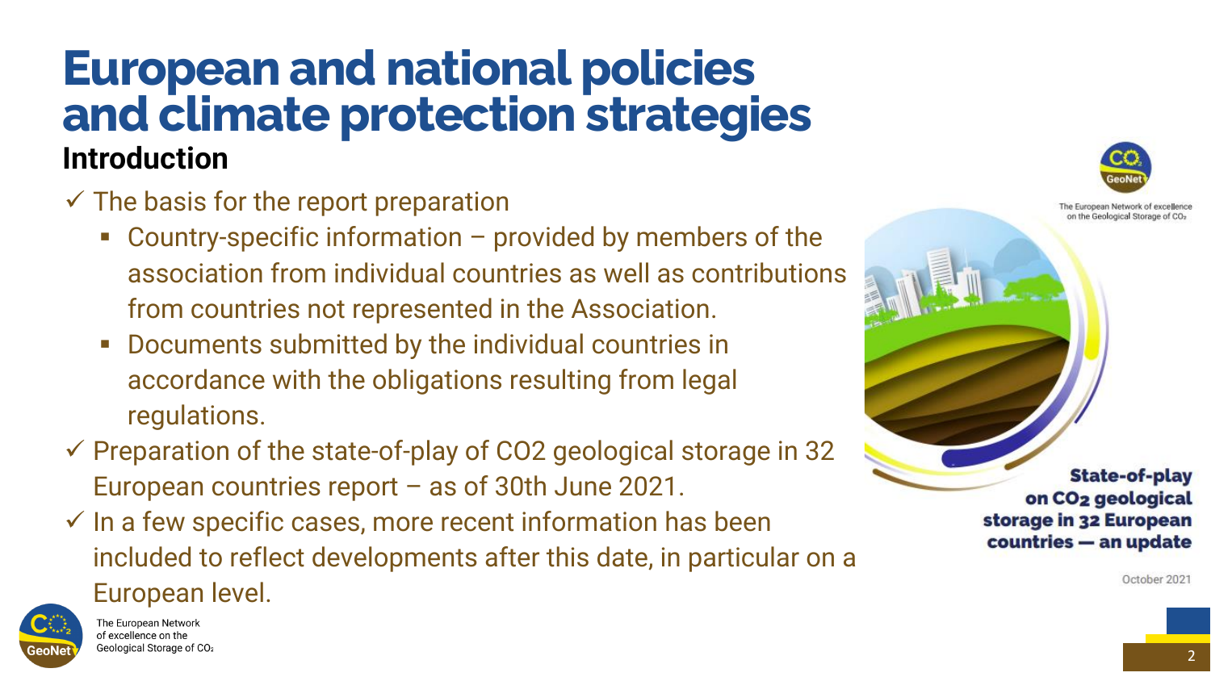# European and national policies and climate protection strategies

## Introduction

- The basis for the report preparation
  - Country-specific information – provided by members of the association from individual countries as well as contributions from countries not represented in the Association.
  - Documents submitted by the individual countries in accordance with the obligations resulting from legal regulations.
- Preparation of the state-of-play of CO2 geological storage in 32 European countries report – as of 30th June 2021.
- In a few specific cases, more recent information has been included to reflect developments after this date, in particular on a European level.

The European Network of excellence on the Geological Storage of $CO_2$

**State-of-play on $CO_2$ geological storage in 32 European countries — an update**

October 2021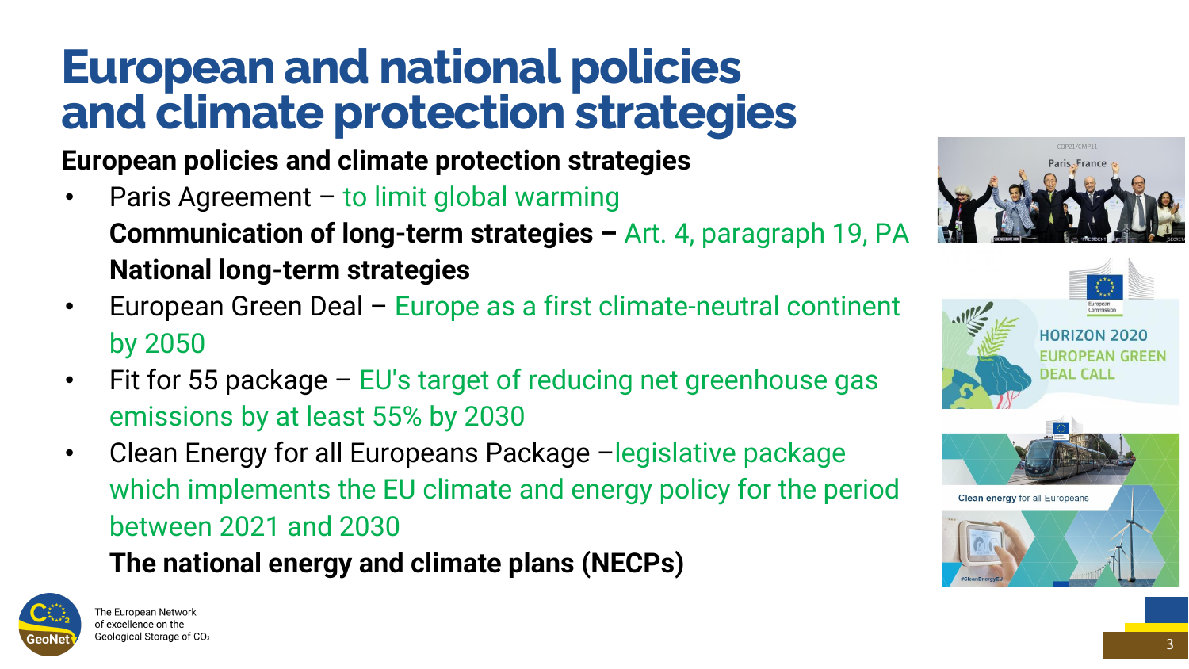# European and national policies and climate protection strategies

**European policies and climate protection strategies**

- Paris Agreement – to limit global warming
  **Communication of long-term strategies –** Art. 4, paragraph 19, PA
  **National long-term strategies**
- European Green Deal – Europe as a first climate-neutral continent by 2050
- Fit for 55 package – EU's target of reducing net greenhouse gas emissions by at least 55% by 2030
- Clean Energy for all Europeans Package –legislative package which implements the EU climate and energy policy for the period between 2021 and 2030
  **The national energy and climate plans (NECPs)**

The European Network of excellence on the Geological Storage of $CO_2$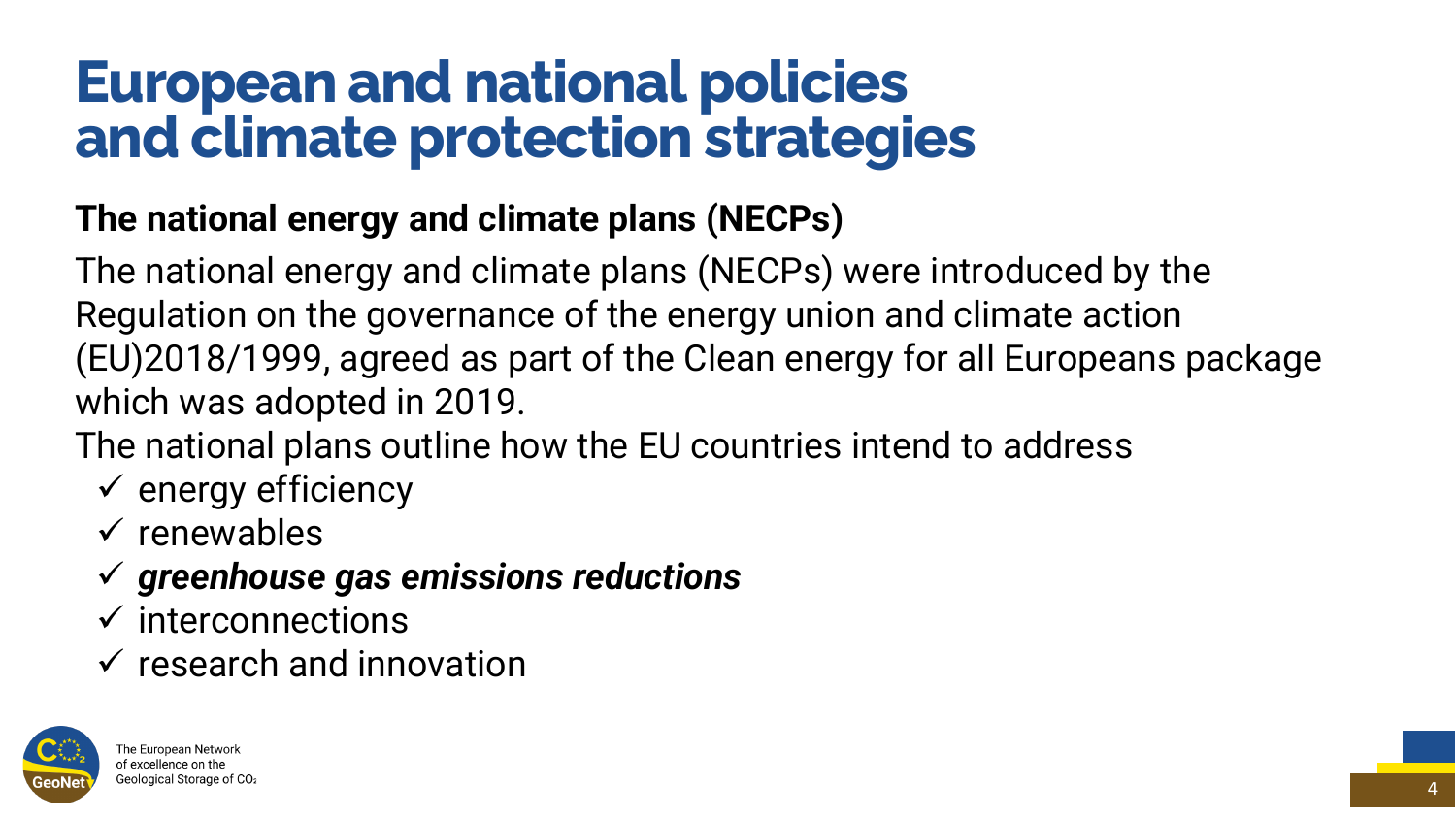# European and national policies and climate protection strategies

## The national energy and climate plans (NECPs)

The national energy and climate plans (NECPs) were introduced by the Regulation on the governance of the energy union and climate action (EU)2018/1999, agreed as part of the Clean energy for all Europeans package which was adopted in 2019.

The national plans outline how the EU countries intend to address

- ✓ energy efficiency
- ✓ renewables
- ✓ ***greenhouse gas emissions reductions***
- ✓ interconnections
- ✓ research and innovation

The European Network of excellence on the Geological Storage of $CO_2$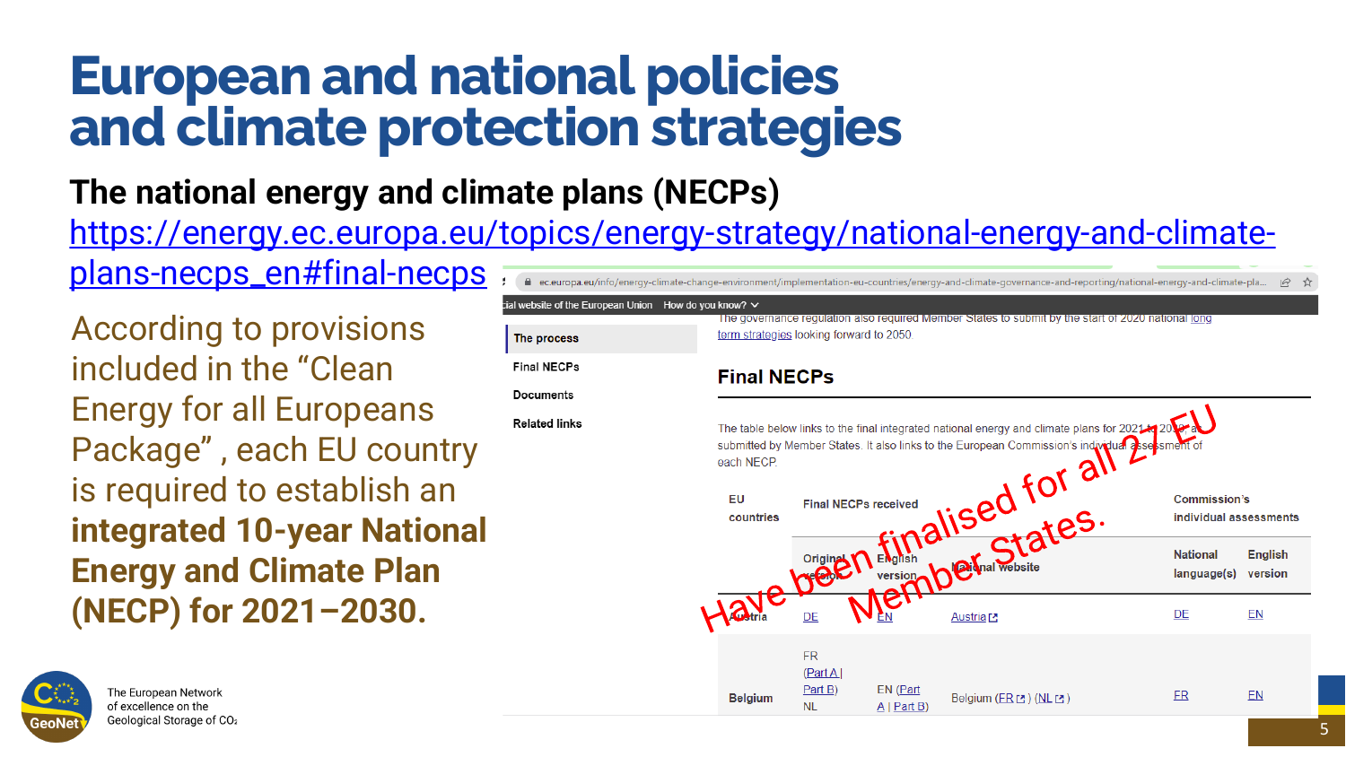# European and national policies and climate protection strategies

## The national energy and climate plans (NECPs)

https://energy.ec.europa.eu/topics/energy-strategy/national-energy-and-climate-plans-necps_en#final-necps

According to provisions included in the "Clean Energy for all Europeans Package" , each EU country is required to establish an **integrated 10-year National Energy and Climate Plan (NECP) for 2021–2030.**

ec.europa.eu/info/energy-climate-change-environment/implementation-eu-countries/energy-and-climate-governance-and-reporting/national-energy-and-climate-pla...

- The process
- Final NECPs
- Documents
- Related links

The governance regulation also required Member States to submit by the start of 2020 national long term strategies looking forward to 2050.

### Final NECPs

The table below links to the final integrated national energy and climate plans for 2021 to 2030, as submitted by Member States. It also links to the European Commission's individual assessments of each NECP.

| EU countries | Final NECPs received | | | Commission's individual assessments | |
|---|---|---|---|---|---|
| | Original version | English version | National website | National language(s) | English version |
| Austria | DE | EN | Austria | DE | EN |
| Belgium | FR (Part A \| Part B) NL | EN (Part A \| Part B) | Belgium (FR) (NL) | FR | EN |

Have been finalised for all 27 EU Member States.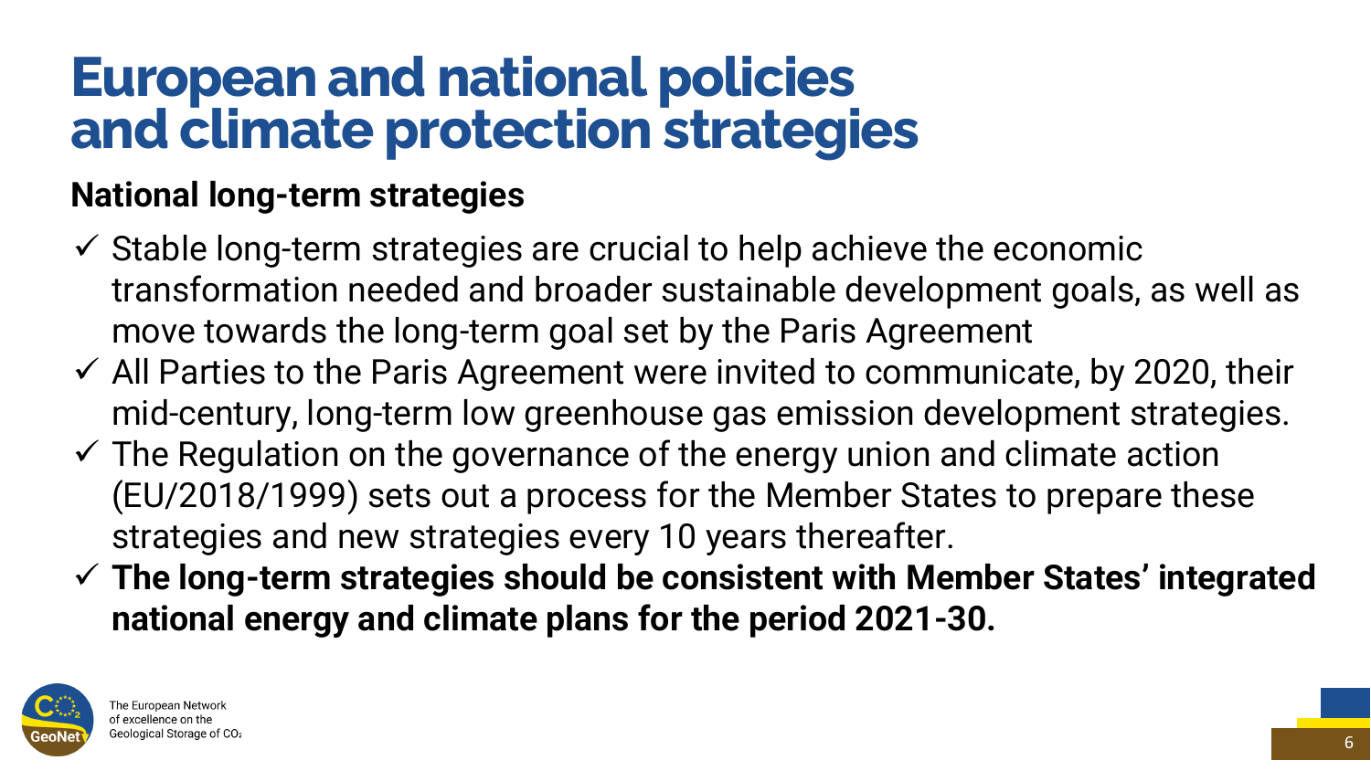# European and national policies and climate protection strategies

## National long-term strategies

- ✓ Stable long-term strategies are crucial to help achieve the economic transformation needed and broader sustainable development goals, as well as move towards the long-term goal set by the Paris Agreement
- ✓ All Parties to the Paris Agreement were invited to communicate, by 2020, their mid-century, long-term low greenhouse gas emission development strategies.
- ✓ The Regulation on the governance of the energy union and climate action (EU/2018/1999) sets out a process for the Member States to prepare these strategies and new strategies every 10 years thereafter.
- ✓ **The long-term strategies should be consistent with Member States' integrated national energy and climate plans for the period 2021-30.**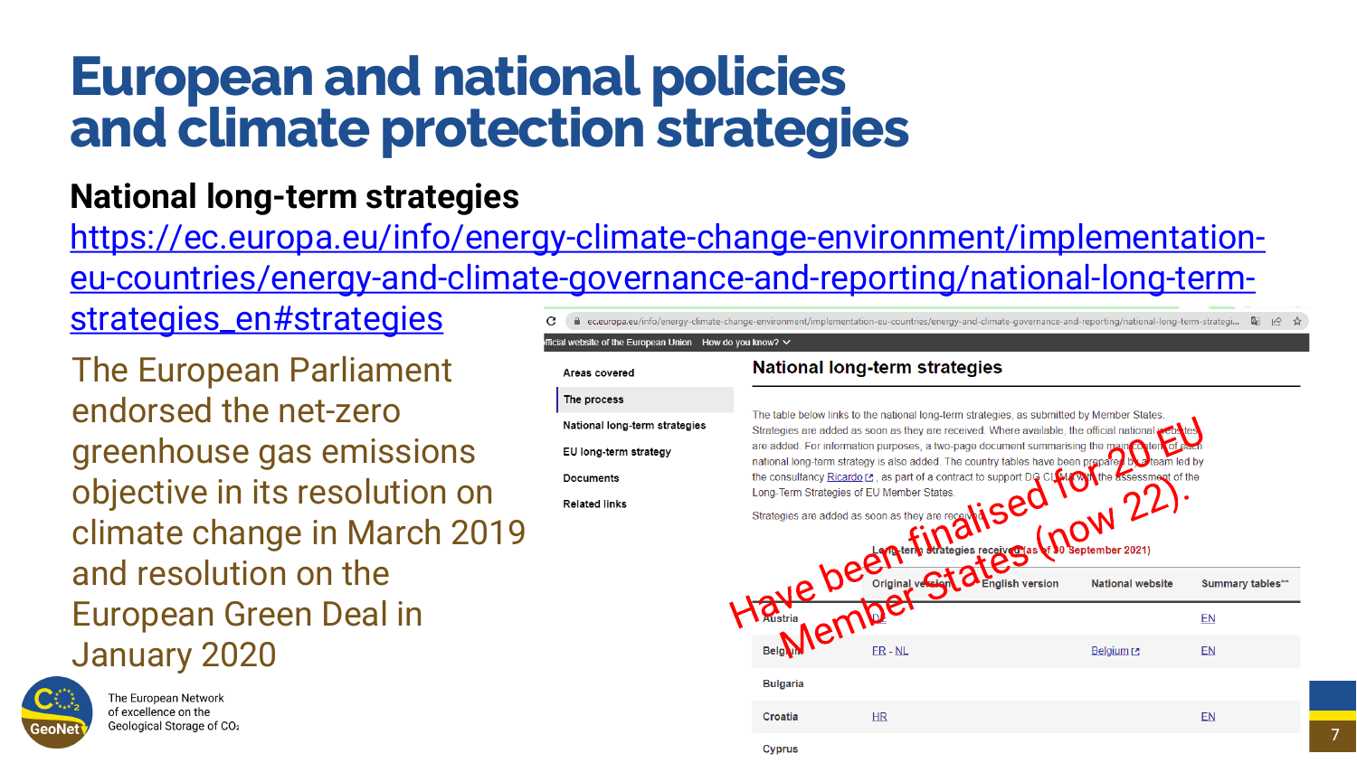# European and national policies and climate protection strategies

## National long-term strategies

https://ec.europa.eu/info/energy-climate-change-environment/implementation-eu-countries/energy-and-climate-governance-and-reporting/national-long-term-strategies_en#strategies

The European Parliament endorsed the net-zero greenhouse gas emissions objective in its resolution on climate change in March 2019 and resolution on the European Green Deal in January 2020

ec.europa.eu/info/energy-climate-change-environment/implementation-eu-countries/energy-and-climate-governance-and-reporting/national-long-term-strategi...

fficial website of the European Union | How do you know?

- Areas covered
- The process
- National long-term strategies
- EU long-term strategy
- Documents
- Related links

### National long-term strategies

The table below links to the national long-term strategies, as submitted by Member States. Strategies are added as soon as they are received. Where available, the official national websites are added. For information purposes, a two-page document summarising the main content of each national long-term strategy is also added. The country tables have been prepared by a team led by the consultancy Ricardo, as part of a contract to support DG CLIMA with the assessment of the Long-Term Strategies of EU Member States.

Strategies are added as soon as they are received.

Long-term strategies received (as of 30 September 2021)

| | Original version | English version | National website | Summary tables^^ |
|---|---|---|---|---|
| Austria | DE | | | EN |
| Belgium | FR - NL | | Belgium | EN |
| Bulgaria | | | | |
| Croatia | HR | | | EN |
| Cyprus | | | | |

Have been finalised for 20 EU Member States (now 22).

The European Network of excellence on the Geological Storage of $CO_2$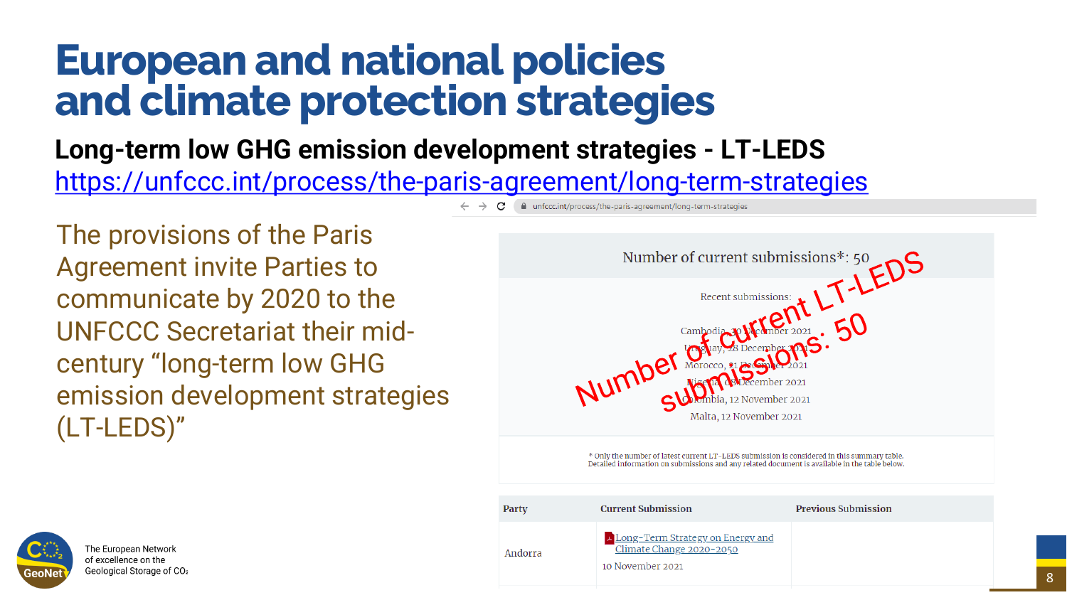# European and national policies and climate protection strategies

**Long-term low GHG emission development strategies - LT-LEDS**

https://unfccc.int/process/the-paris-agreement/long-term-strategies

The provisions of the Paris Agreement invite Parties to communicate by 2020 to the UNFCCC Secretariat their mid-century "long-term low GHG emission development strategies (LT-LEDS)"

unfccc.int/process/the-paris-agreement/long-term-strategies

Number of current submissions*: 50

Recent submissions:

Cambodia, 30 December 2021
Uruguay, 28 December 2021
Morocco, 21 December 2021
Nigeria, 08 December 2021
Colombia, 12 November 2021
Malta, 12 November 2021

Number of current LT-LEDS submissions: 50

* Only the number of latest current LT-LEDS submission is considered in this summary table. Detailed information on submissions and any related document is available in the table below.

| Party | Current Submission | Previous Submission |
| --- | --- | --- |
| Andorra | Long-Term Strategy on Energy and Climate Change 2020-2050<br>10 November 2021 | |

The European Network of excellence on the Geological Storage of $CO_2$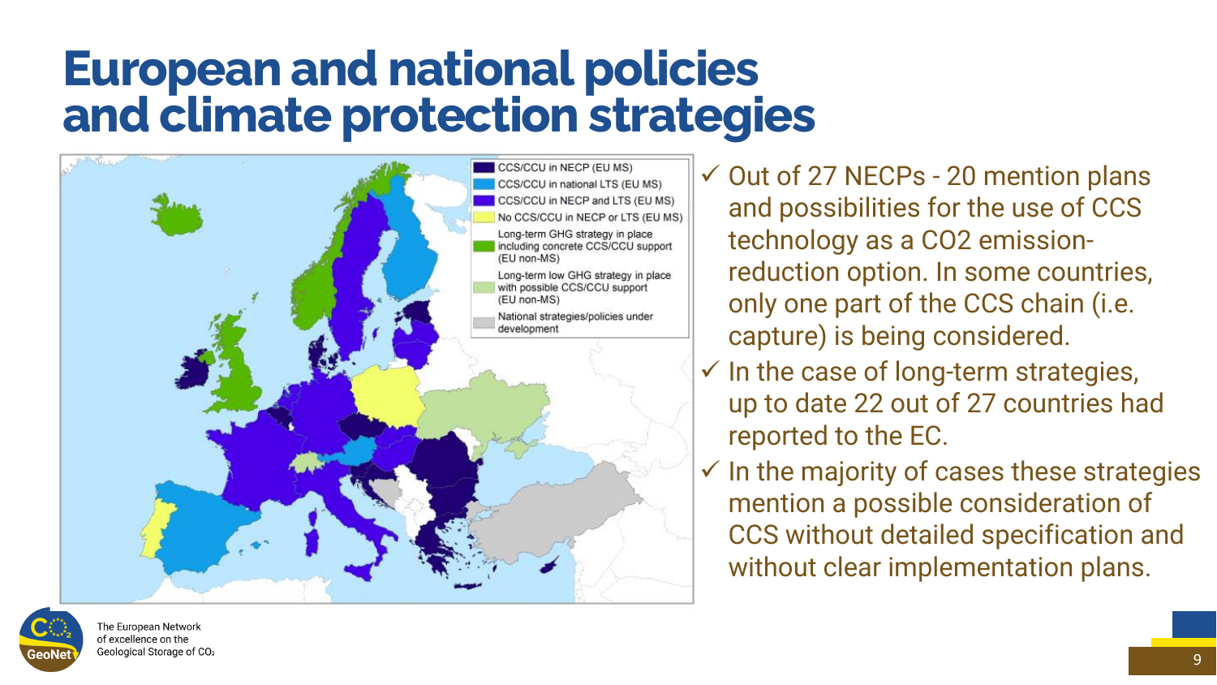# European and national policies and climate protection strategies

- CCS/CCU in NECP (EU MS)
- CCS/CCU in national LTS (EU MS)
- CCS/CCU in NECP and LTS (EU MS)
- No CCS/CCU in NECP or LTS (EU MS)
- Long-term GHG strategy in place including concrete CCS/CCU support (EU non-MS)
- Long-term low GHG strategy in place with possible CCS/CCU support (EU non-MS)
- National strategies/policies under development

- ✓ Out of 27 NECPs - 20 mention plans and possibilities for the use of CCS technology as a CO2 emission-reduction option. In some countries, only one part of the CCS chain (i.e. capture) is being considered.
- ✓ In the case of long-term strategies, up to date 22 out of 27 countries had reported to the EC.
- ✓ In the majority of cases these strategies mention a possible consideration of CCS without detailed specification and without clear implementation plans.

The European Network of excellence on the Geological Storage of $CO_2$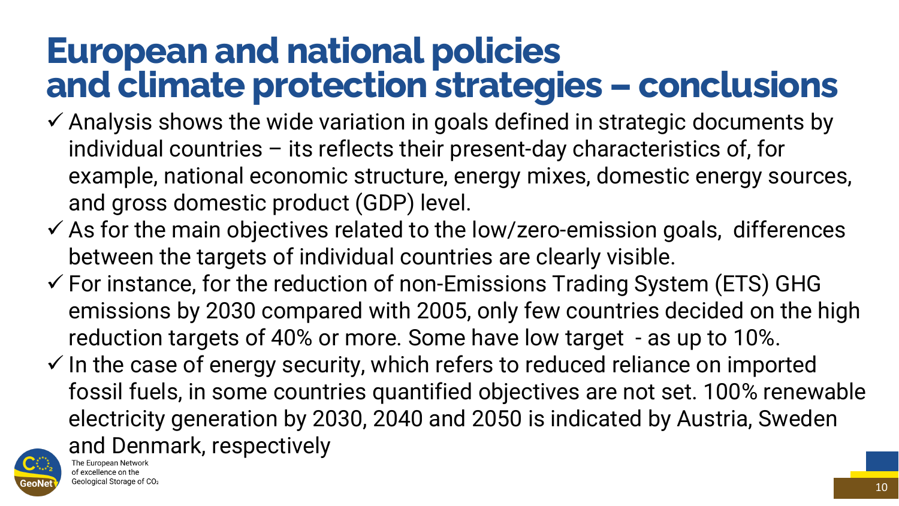# European and national policies and climate protection strategies – conclusions

- ✓ Analysis shows the wide variation in goals defined in strategic documents by individual countries – its reflects their present-day characteristics of, for example, national economic structure, energy mixes, domestic energy sources, and gross domestic product (GDP) level.
- ✓ As for the main objectives related to the low/zero-emission goals, differences between the targets of individual countries are clearly visible.
- ✓ For instance, for the reduction of non-Emissions Trading System (ETS) GHG emissions by 2030 compared with 2005, only few countries decided on the high reduction targets of 40% or more. Some have low target - as up to 10%.
- ✓ In the case of energy security, which refers to reduced reliance on imported fossil fuels, in some countries quantified objectives are not set. 100% renewable electricity generation by 2030, 2040 and 2050 is indicated by Austria, Sweden and Denmark, respectively

The European Network of excellence on the Geological Storage of $CO_2$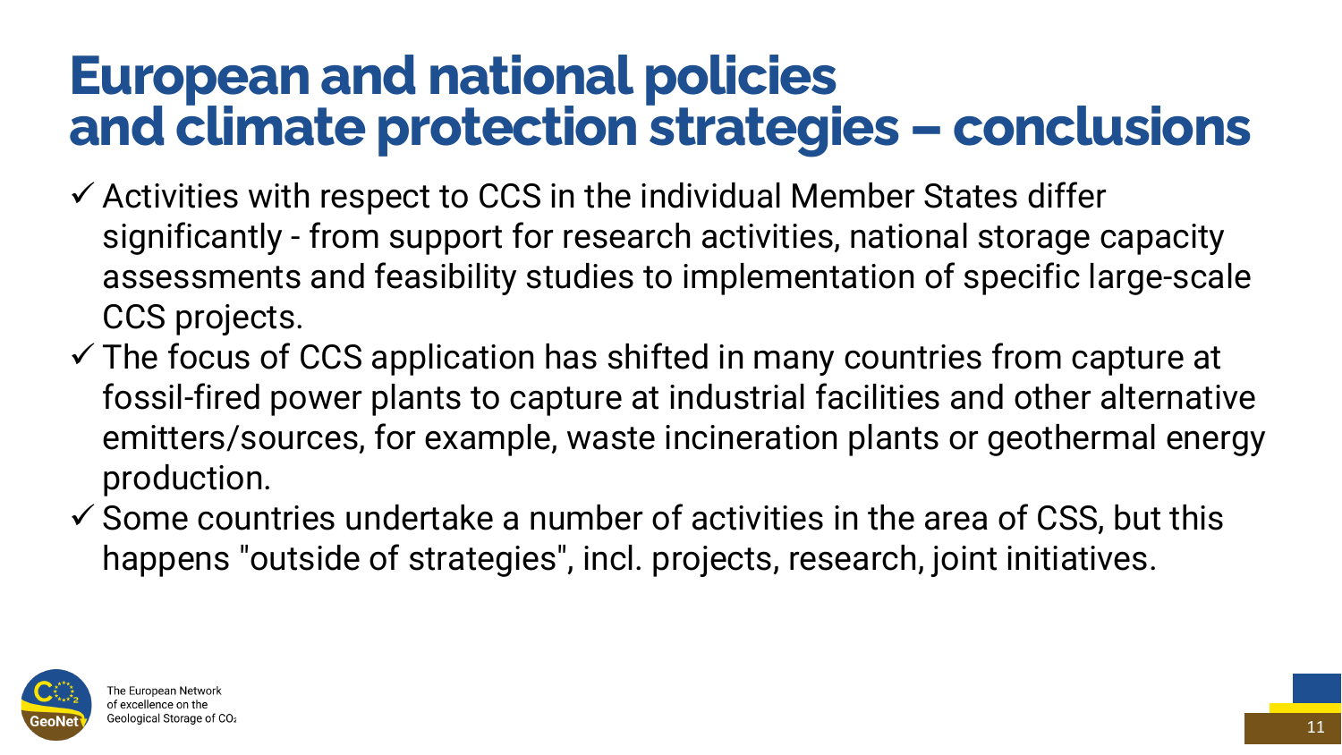# European and national policies and climate protection strategies – conclusions

- ✓ Activities with respect to CCS in the individual Member States differ significantly - from support for research activities, national storage capacity assessments and feasibility studies to implementation of specific large-scale CCS projects.
- ✓ The focus of CCS application has shifted in many countries from capture at fossil-fired power plants to capture at industrial facilities and other alternative emitters/sources, for example, waste incineration plants or geothermal energy production.
- ✓ Some countries undertake a number of activities in the area of CSS, but this happens "outside of strategies", incl. projects, research, joint initiatives.

The European Network of excellence on the Geological Storage of $CO_2$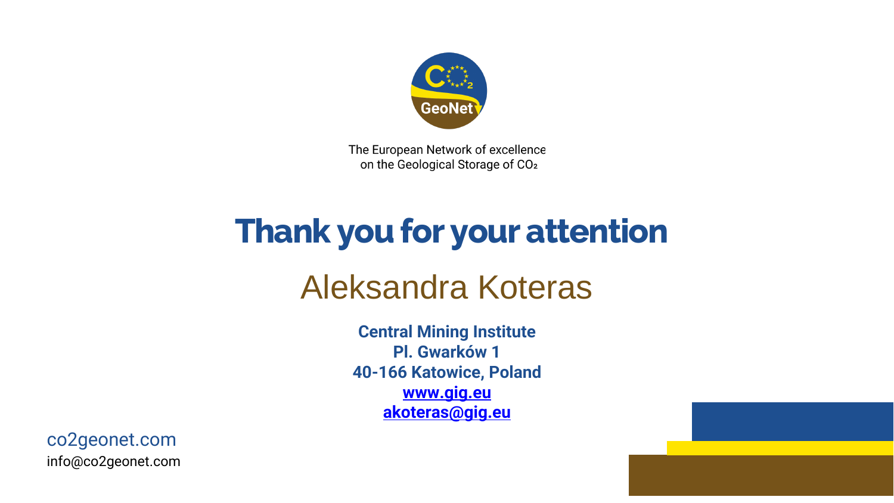The European Network of excellence on the Geological Storage of $CO_2$

# Thank you for your attention

## Aleksandra Koteras

**Central Mining Institute**
**Pl. Gwarków 1**
**40-166 Katowice, Poland**
**www.gig.eu**
**akoteras@gig.eu**

co2geonet.com
info@co2geonet.com